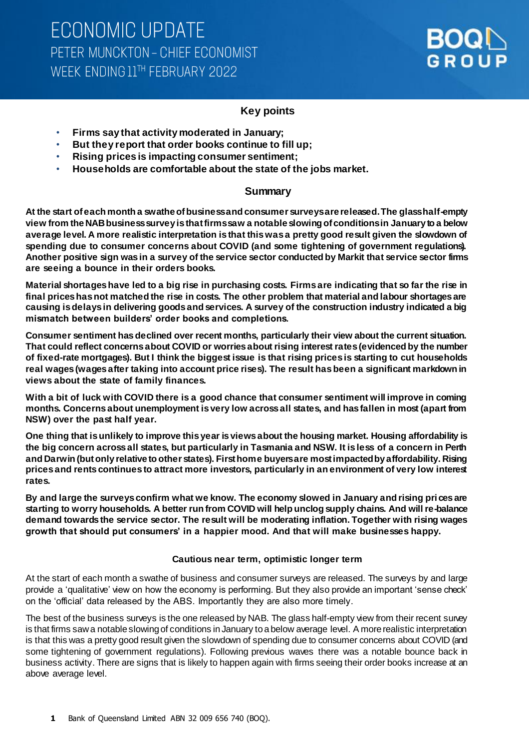# ECONOMIC UPDATE

## PETER MUNCKTON – CHIEF ECONOMIST

## WEEK ENDING 11TH FEBRUARY 2022

### Key points

- **Firms say that activity moderated in January;**
- **But they report that order books continue to fill up;**
- **Rising prices is impacting consumer sentiment;**
- **Households are comfortable about the state of the jobs market.**

### Summary

**At the start of each month a swathe of business and consumer surveys are released. The glass half-empty view from the NAB business survey is that firms saw a notable slowing of conditions in January to a below average level. A more realistic interpretation is that this was a pretty good result given the slowdown of spending due to consumer concerns about COVID (and some tightening of government regulations). Another positive sign was in a survey of the service sector conducted by Markit that service sector firms are seeing a bounce in their orders books.**

**Material shortages have led to a big rise in purchasing costs. Firms are indicating that so far the rise in final prices has not matched the rise in costs. The other problem that material and labour shortages are causing is delays in delivering goods and services. A survey of the construction industry indicated a big mismatch between builders' order books and completions.**

**Consumer sentiment has declined over recent months, particularly their view about the current situation. That could reflect concerns about COVID or worries about rising interest rates (evidenced by the number of fixed-rate mortgages). But I think the biggest issue is that rising prices is starting to cut households real wages (wages after taking into account price rises). The result has been a significant markdown in views about the state of family finances.**

**With a bit of luck with COVID there is a good chance that consumer sentiment will improve in coming months. Concerns about unemployment is very low across all states, and has fallen in most (apart from NSW) over the past half year.**

**One thing that is unlikely to improve this year is views about the housing market. Housing affordability is the big concern across all states, but particularly in Tasmania and NSW. It is less of a concern in Perth and Darwin (but only relative to other states). First home buyers are most impacted by affordability. Rising prices and rents continues to attract more investors, particularly in an environment of very low interest rates.**

**By and large the surveys confirm what we know. The economy slowed in January and rising prices are starting to worry households. A better run from COVID will help unclog supply chains. And will re-balance demand towards the service sector. The result will be moderating inflation. Together with rising wages growth that should put consumers' in a happier mood. And that will make businesses happy.**

### Cautious near term, optimistic longer term

At the start of each month a swathe of business and consumer surveys are released. The surveys by and large provide a 'qualitative' view on how the economy is performing. But they also provide an important 'sense check' on the 'official' data released by the ABS. Importantly they are also more timely.

The best of the business surveys is the one released by NAB. The glass half-empty view from their recent survey is that firms saw a notable slowing of conditions in January to a below average level. A more realistic interpretation is that this was a pretty good result given the slowdown of spending due to consumer concerns about COVID (and some tightening of government regulations). Following previous waves there was a notable bounce back in business activity. There are signs that is likely to happen again with firms seeing their order books increase at an above average level.

Bank of Queensland Limited ABN 32 009 656 740 (BOQ).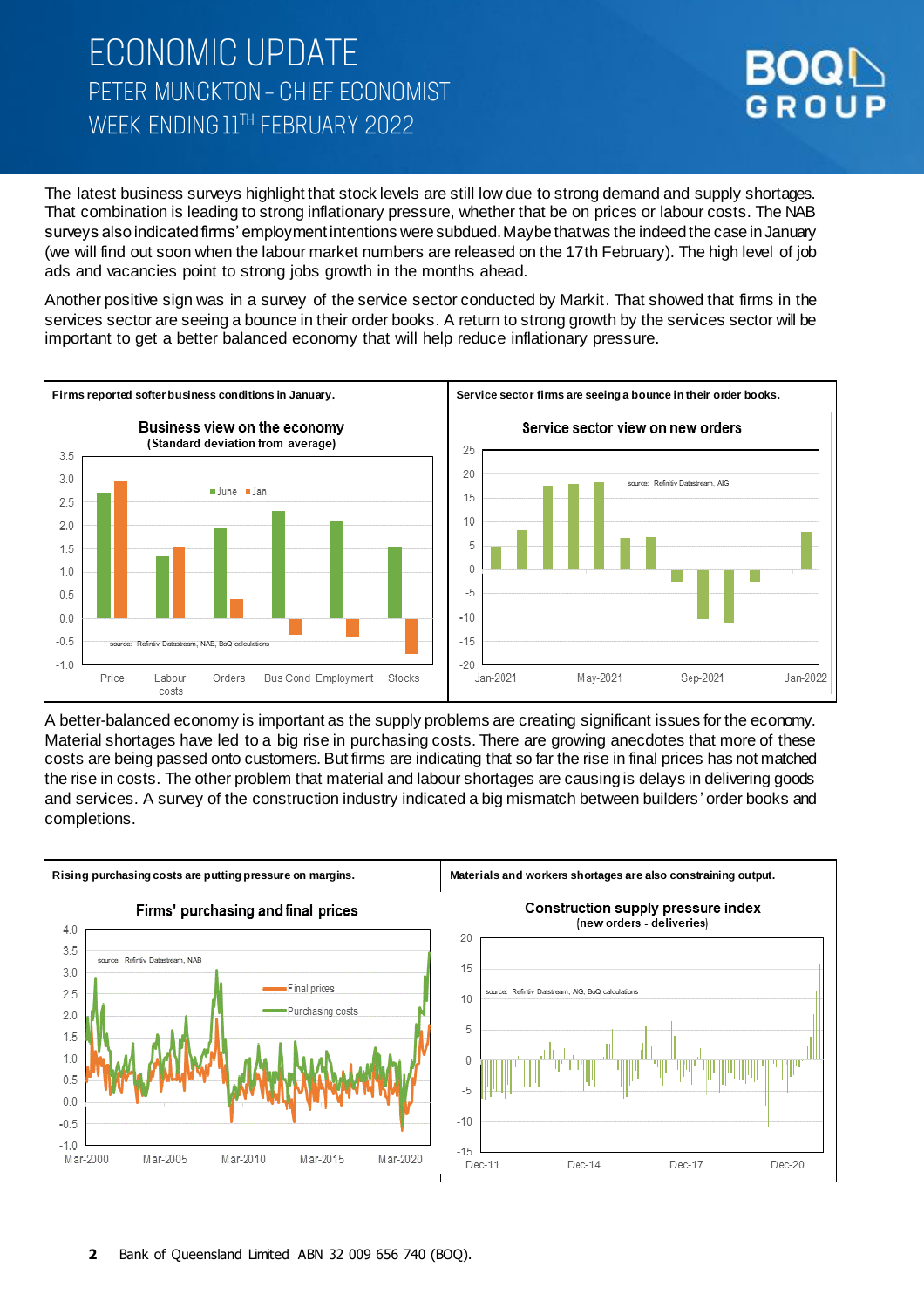The latest business surveys highlight that stock levels are still low due to strong demand and supply shortages. That combination is leading to strong inflationary pressure, whether that be on prices or labour costs. The NAB surveys also indicated firms' employment intentions were subdued. Maybe that was the indeed the case in January (we will find out soon when the labour market numbers are released on the 17th February). The high level of job ads and vacancies point to strong jobs growth in the months ahead.

Another positive sign was in a survey of the service sector conducted by Markit. That showed that firms in the services sector are seeing a bounce in their order books. A return to strong growth by the services sector will be important to get a better balanced economy that will help reduce inflationary pressure.

**Firms reported softer business conditions in January.**

**Service sector firms are seeing a bounce in their order books.**

A better-balanced economy is important as the supply problems are creating significant issues for the economy. Material shortages have led to a big rise in purchasing costs. There are growing anecdotes that more of these costs are being passed onto customers. But firms are indicating that so far the rise in final prices has not matched the rise in costs. The other problem that material and labour shortages are causing is delays in delivering goods and services. A survey of the construction industry indicated a big mismatch between builders' order books and completions.

**Rising purchasing costs are putting pressure on margins.**

**Materials and workers shortages are also constraining output.**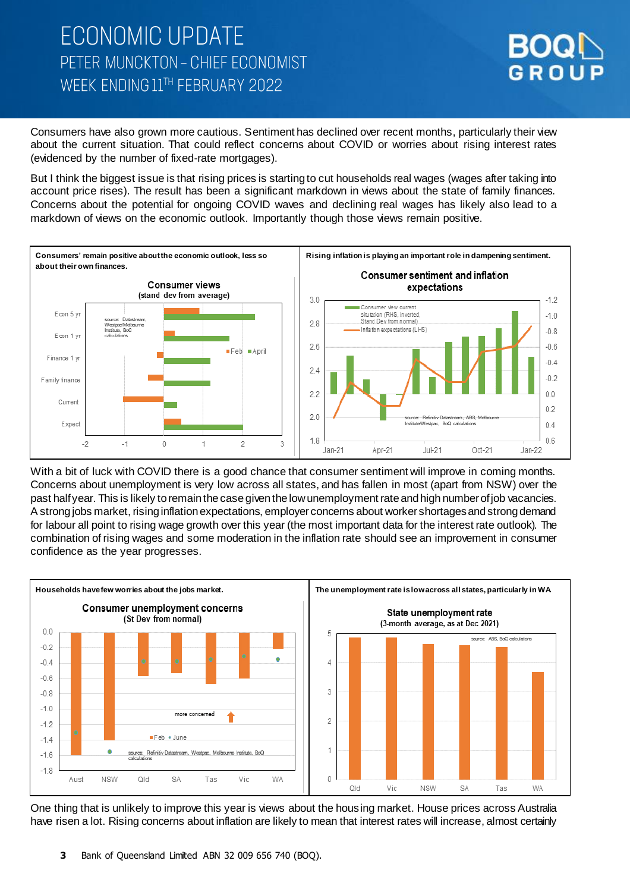Consumers have also grown more cautious. Sentiment has declined over recent months, particularly their view about the current situation. That could reflect concerns about COVID or worries about rising interest rates (evidenced by the number of fixed-rate mortgages).

But I think the biggest issue is that rising prices is starting to cut households real wages (wages after taking into account price rises). The result has been a significant markdown in views about the state of family finances. Concerns about the potential for ongoing COVID waves and declining real wages has likely also lead to a markdown of views on the economic outlook. Importantly though those views remain positive.

**Consumers' remain positive about the economic outlook, less so about their own finances.**

**Rising inflation is playing an important role in dampening sentiment.**

With a bit of luck with COVID there is a good chance that consumer sentiment will improve in coming months. Concerns about unemployment is very low across all states, and has fallen in most (apart from NSW) over the past half year. This is likely to remain the case given the low unemployment rate and high number of job vacancies. A strong jobs market, rising inflation expectations, employer concerns about worker shortages and strong demand for labour all point to rising wage growth over this year (the most important data for the interest rate outlook). The combination of rising wages and some moderation in the inflation rate should see an improvement in consumer confidence as the year progresses.

**Households have few worries about the jobs market.**

**The unemployment rate is low across all states, particularly in WA**

One thing that is unlikely to improve this year is views about the housing market. House prices across Australia have risen a lot. Rising concerns about inflation are likely to mean that interest rates will increase, almost certainly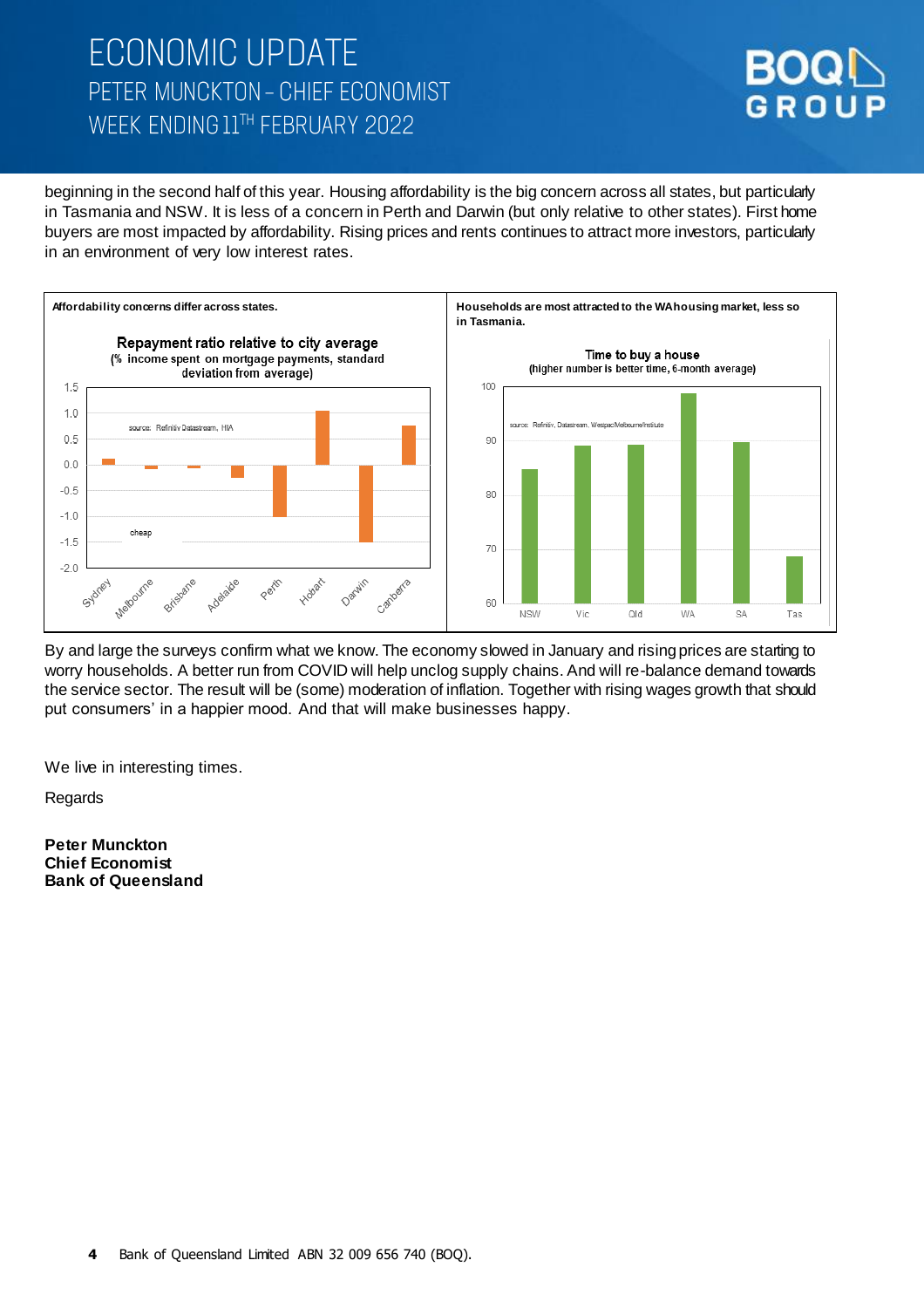beginning in the second half of this year. Housing affordability is the big concern across all states, but particularly in Tasmania and NSW. It is less of a concern in Perth and Darwin (but only relative to other states). First home buyers are most impacted by affordability. Rising prices and rents continues to attract more investors, particularly in an environment of very low interest rates.

**Affordability concerns differ across states.**

Repayment ratio relative to city average
(% income spent on mortgage payments, standard deviation from average)

source: Refinitiv Datastream, HIA

cheap

1.5
1.0
0.5
0.0
-0.5
-1.0
-1.5
-2.0

Sydney
Melbourne
Brisbane
Adelaide
Perth
Hobart
Darwin
Canberra

**Households are most attracted to the WA housing market, less so in Tasmania.**

Time to buy a house
(higher number is better time, 6-month average)

source: Refinitiv, Datastream, Westpac/Melbourne Institute

100
90
80
70
60

NSW
Vic
Qld
WA
SA
Tas

By and large the surveys confirm what we know. The economy slowed in January and rising prices are starting to worry households. A better run from COVID will help unclog supply chains. And will re-balance demand towards the service sector. The result will be (some) moderation of inflation. Together with rising wages growth that should put consumers' in a happier mood. And that will make businesses happy.

We live in interesting times.

Regards

**Peter Munckton**
**Chief Economist**
**Bank of Queensland**